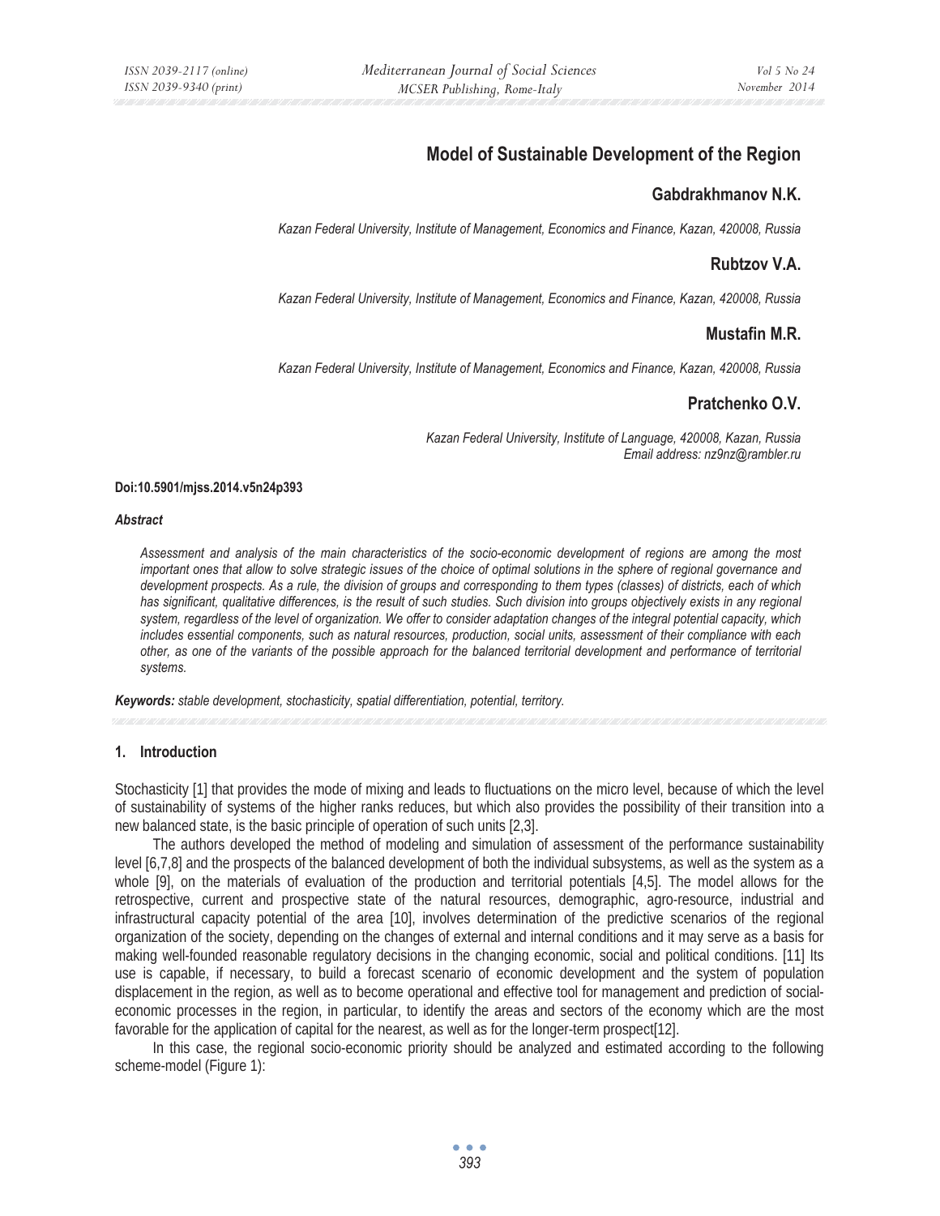# Model of Sustainable Development of the Region

## Gabdrakhmanov N.K.

*Kazan Federal University, Institute of Management, Economics and Finance, Kazan, 420008, Russia*

## Rubtzov V.A.

*Kazan Federal University, Institute of Management, Economics and Finance, Kazan, 420008, Russia*

## Mustafin M.R.

*Kazan Federal University, Institute of Management, Economics and Finance, Kazan, 420008, Russia*

## Pratchenko O.V.

*Kazan Federal University, Institute of Language, 420008, Kazan, Russia*
*Email address: nz9nz@rambler.ru*

**Doi:10.5901/mjss.2014.v5n24p393**

***Abstract***

*Assessment and analysis of the main characteristics of the socio-economic development of regions are among the most important ones that allow to solve strategic issues of the choice of optimal solutions in the sphere of regional governance and development prospects. As a rule, the division of groups and corresponding to them types (classes) of districts, each of which has significant, qualitative differences, is the result of such studies. Such division into groups objectively exists in any regional system, regardless of the level of organization. We offer to consider adaptation changes of the integral potential capacity, which includes essential components, such as natural resources, production, social units, assessment of their compliance with each other, as one of the variants of the possible approach for the balanced territorial development and performance of territorial systems.*

***Keywords:*** *stable development, stochasticity, spatial differentiation, potential, territory.*

### 1. Introduction

Stochasticity [1] that provides the mode of mixing and leads to fluctuations on the micro level, because of which the level of sustainability of systems of the higher ranks reduces, but which also provides the possibility of their transition into a new balanced state, is the basic principle of operation of such units [2,3].

The authors developed the method of modeling and simulation of assessment of the performance sustainability level [6,7,8] and the prospects of the balanced development of both the individual subsystems, as well as the system as a whole [9], on the materials of evaluation of the production and territorial potentials [4,5]. The model allows for the retrospective, current and prospective state of the natural resources, demographic, agro-resource, industrial and infrastructural capacity potential of the area [10], involves determination of the predictive scenarios of the regional organization of the society, depending on the changes of external and internal conditions and it may serve as a basis for making well-founded reasonable regulatory decisions in the changing economic, social and political conditions. [11] Its use is capable, if necessary, to build a forecast scenario of economic development and the system of population displacement in the region, as well as to become operational and effective tool for management and prediction of social-economic processes in the region, in particular, to identify the areas and sectors of the economy which are the most favorable for the application of capital for the nearest, as well as for the longer-term prospect[12].

In this case, the regional socio-economic priority should be analyzed and estimated according to the following scheme-model (Figure 1):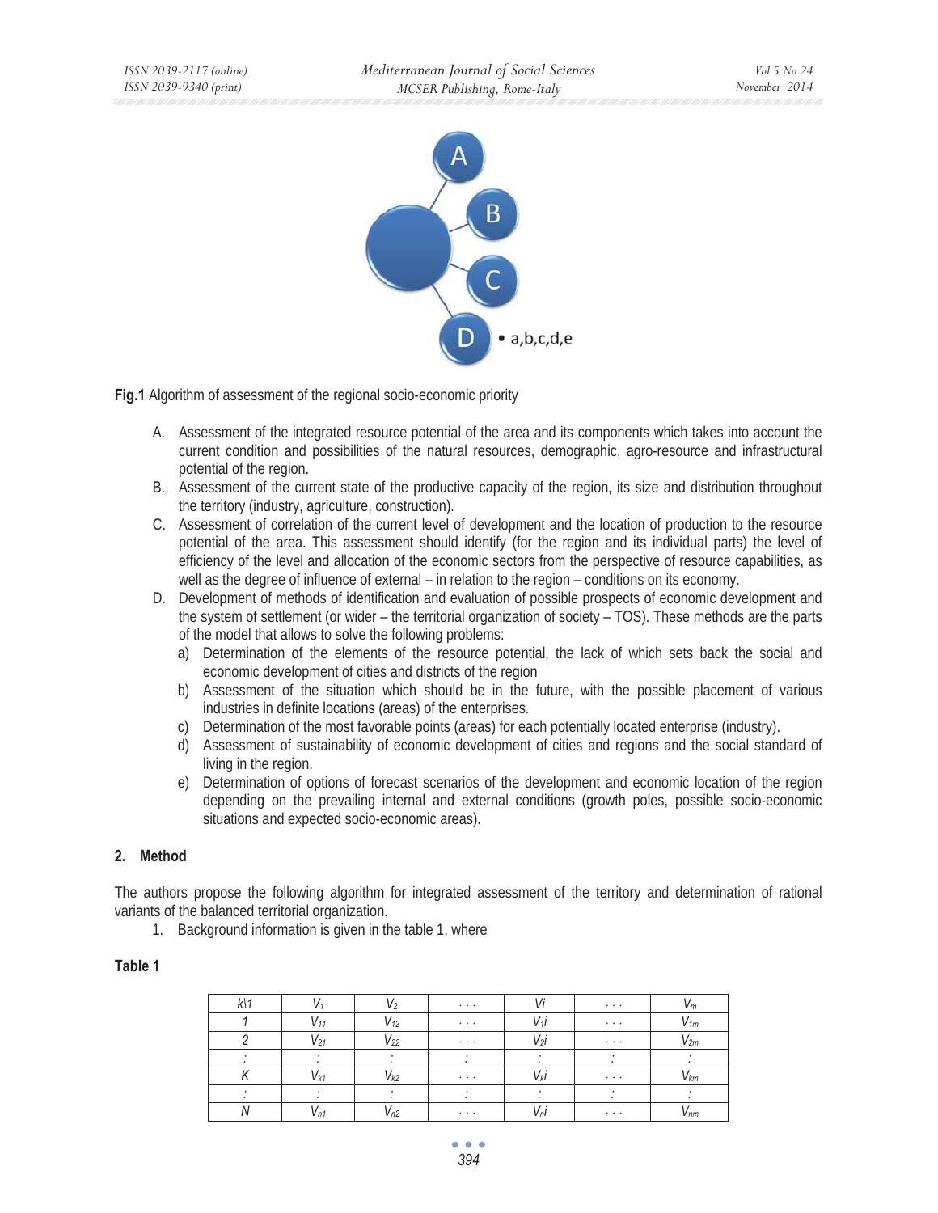A

B

C

D

• a,b,c,d,e

**Fig.1** Algorithm of assessment of the regional socio-economic priority

A. Assessment of the integrated resource potential of the area and its components which takes into account the current condition and possibilities of the natural resources, demographic, agro-resource and infrastructural potential of the region.
B. Assessment of the current state of the productive capacity of the region, its size and distribution throughout the territory (industry, agriculture, construction).
C. Assessment of correlation of the current level of development and the location of production to the resource potential of the area. This assessment should identify (for the region and its individual parts) the level of efficiency of the level and allocation of the economic sectors from the perspective of resource capabilities, as well as the degree of influence of external – in relation to the region – conditions on its economy.
D. Development of methods of identification and evaluation of possible prospects of economic development and the system of settlement (or wider – the territorial organization of society – TOS). These methods are the parts of the model that allows to solve the following problems:
   a) Determination of the elements of the resource potential, the lack of which sets back the social and economic development of cities and districts of the region
   b) Assessment of the situation which should be in the future, with the possible placement of various industries in definite locations (areas) of the enterprises.
   c) Determination of the most favorable points (areas) for each potentially located enterprise (industry).
   d) Assessment of sustainability of economic development of cities and regions and the social standard of living in the region.
   e) Determination of options of forecast scenarios of the development and economic location of the region depending on the prevailing internal and external conditions (growth poles, possible socio-economic situations and expected socio-economic areas).

## 2. Method

The authors propose the following algorithm for integrated assessment of the territory and determination of rational variants of the balanced territorial organization.

1. Background information is given in the table 1, where

**Table 1**

| k\1 | $V_1$ | $V_2$ | . . . | $V_i$ | . . . | $V_m$ |
|---|---|---|---|---|---|---|
| 1 | $V_{11}$ | $V_{12}$ | . . . | $V_{1i}$ | . . . | $V_{1m}$ |
| 2 | $V_{21}$ | $V_{22}$ | . . . | $V_{2i}$ | . . . | $V_{2m}$ |
| : | : | : | : | : | : | : |
| K | $V_{k1}$ | $V_{k2}$ | . . . | $V_{ki}$ | . . . | $V_{km}$ |
| : | : | : | : | : | : | : |
| N | $V_{n1}$ | $V_{n2}$ | . . . | $V_{ni}$ | . . . | $V_{nm}$ |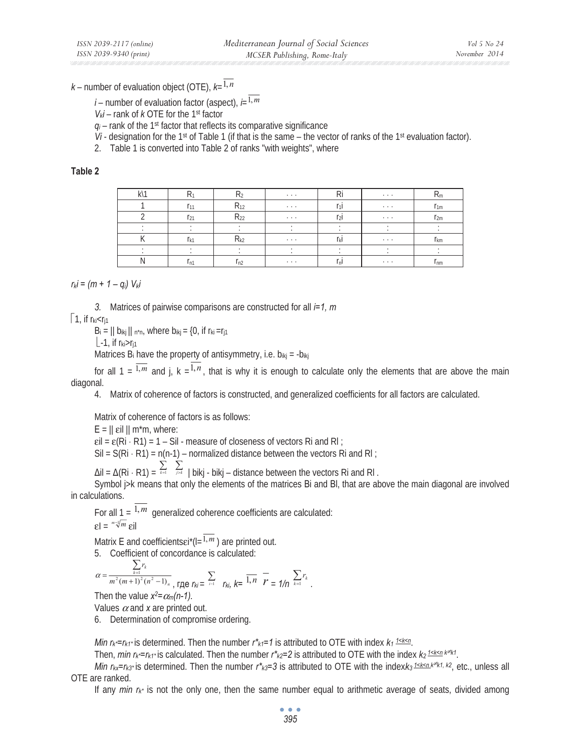$k$ – number of evaluation object (OTE), $k=\overline{1,n}$

$i$ – number of evaluation factor (aspect), $i=\overline{1,m}$

$V_{k}i$ – rank of $k$ OTE for the 1st factor

$q_i$ – rank of the 1st factor that reflects its comparative significance

$Vi$ - designation for the 1st of Table 1 (if that is the same – the vector of ranks of the 1st evaluation factor).

2. Table 1 is converted into Table 2 of ranks "with weights", where

**Table 2**

| k\1 | $R_1$ | $R_2$ | . . . | Ri | . . . | $R_m$ |
|---|---|---|---|---|---|---|
| 1 | $r_{11}$ | $R_{12}$ | . . . | $r_1i$ | . . . | $r_{1m}$ |
| 2 | $r_{21}$ | $R_{22}$ | . . . | $r_2i$ | . . . | $r_{2m}$ |
| : | : | : | : | : | : | : |
| K | $r_{k1}$ | $R_{k2}$ | . . . | $r_ki$ | . . . | $r_{km}$ |
| : | : | : | : | : | : | : |
| N | $r_{n1}$ | $r_{n2}$ | . . . | $r_ni$ | . . . | $r_{nm}$ |

$r_{k}i = (m + 1 – q_i)\, V_{k}i$

3. Matrices of pairwise comparisons are constructed for all $i=1, m$

$$B_i = \| b_{ikj} \|_{n*n}, \text{ where } b_{ikj} = \begin{cases} 1, & \text{if } r_{ki}<r_{j1} \\ 0, & \text{if } r_{ki}=r_{j1} \\ -1, & \text{if } r_{ki}>r_{j1} \end{cases}$$

Matrices $B_i$ have the property of antisymmetry, i.e. $b_{ikj} = -b_{ikj}$

for all $1 = \overline{1,m}$ and j, k $=\overline{1,n}$, that is why it is enough to calculate only the elements that are above the main diagonal.

4. Matrix of coherence of factors is constructed, and generalized coefficients for all factors are calculated.

Matrix of coherence of factors is as follows:

$E = \| \varepsilon il \|$ m*m, where:

$\varepsilon il = \varepsilon(Ri \cdot R1) = 1 – Sil$ - measure of closeness of vectors Ri and Rl ;

$Sil = S(Ri \cdot R1) = n(n-1)$ – normalized distance between the vectors Ri and Rl ;

$\Delta il = \Delta(Ri \cdot R1) = \sum_{k=1} \sum_{j>k} |\, bikj - bikj$ – distance between the vectors Ri and Rl .

Symbol j>k means that only the elements of the matrices Bi and Bl, that are above the main diagonal are involved in calculations.

For all $1 = \overline{1,m}$ generalized coherence coefficients are calculated:

$\varepsilon l = \sqrt[m-1]{m}\, \varepsilon il$

Matrix E and coefficients$\varepsilon i^*$($l=\overline{1,m}$) are printed out.

5. Coefficient of concordance is calculated:

$$\alpha = \frac{\sum_{k=1} r_k}{m^2(m+1)^2(n^2-1)_n}, \text{ где } r_{ki} = \sum_{i=1} r_{ki},\ k=\overline{1,n}\ \ \bar{r} = 1/n \sum_{k=1} r_k .$$

Then the value $x^2=\alpha m(n-1)$.

Values $\alpha$ and $x$ are printed out.

6. Determination of compromise ordering.

*Min* $r_{k*}=r_{k1*}$ is determined. Then the number $r^*_{k1}=1$ is attributed to OTE with index $k_1$ $\underline{1<k<n}$.

Then, *min* $r_{k*}=r_{k1*}$ is calculated. Then the number $r^*_{k2}=2$ is attributed to OTE with the index $k_2$ $\underline{1<k<n}$ $k\neq k1$.

*Min* $r_{kx}=r_{k3*}$ is determined. Then the number $r^*_{k3}=3$ is attributed to OTE with the index$k_3$ $\underline{1<k<n}$ $k\neq k1, k2$, etc., unless all OTE are ranked.

If any *min* $r_{k*}$ is not the only one, then the same number equal to arithmetic average of seats, divided among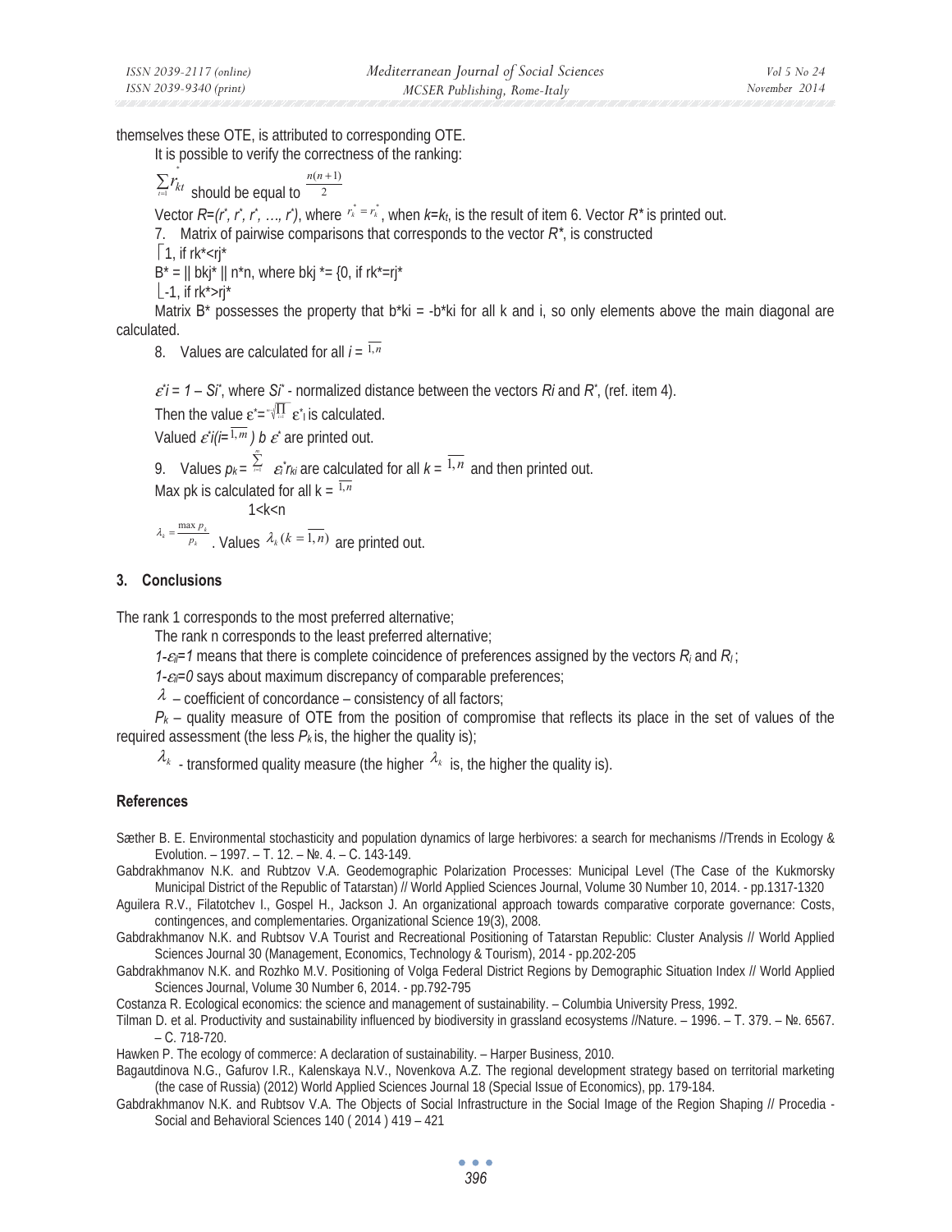themselves these OTE, is attributed to corresponding OTE.

It is possible to verify the correctness of the ranking:

$\sum_{t=1} r^*_{kt}$ should be equal to $\frac{n(n+1)}{2}$

Vector $R=(r^*, r^*, r^*, \ldots, r^*)$, where $r_k^* = r_k^*$, when $k=k_t$, is the result of item 6. Vector $R^*$ is printed out.

7. Matrix of pairwise comparisons that corresponds to the vector $R^*$, is constructed

$$B^* = \| b_{kj}^* \|_{n*n}, \text{ where } b_{kj}^* = \begin{cases} 1, & \text{if } r_k^* < r_j^* \\ 0, & \text{if } r_k^* = r_j^* \\ -1, & \text{if } r_k^* > r_j^* \end{cases}$$

Matrix $B^*$ possesses the property that $b^*_{ki} = -b^*_{ki}$ for all k and i, so only elements above the main diagonal are calculated.

8. Values are calculated for all $i = \overline{1,n}$

$\varepsilon^*_i = 1 - S_i^*$, where $S_i^*$ - normalized distance between the vectors $R_i$ and $R^*$, (ref. item 4).

Then the value $\varepsilon^* = \sqrt[m]{\prod_{i=1} \varepsilon^*_i}$ is calculated.

Valued $\varepsilon^*_i (i=\overline{1,m})$ b $\varepsilon^*$ are printed out.

9. Values $p_k = \sum_{i=1}^{m} \varepsilon_i^* r_{ki}$ are calculated for all $k = \overline{1,n}$ and then printed out.

Max pk is calculated for all k = $\overline{1,n}$

1<k<n

$\lambda_k = \frac{\max p_k}{p_k}$. Values $\lambda_k (k = \overline{1,n})$ are printed out.

## 3. Conclusions

The rank 1 corresponds to the most preferred alternative;

The rank n corresponds to the least preferred alternative;

$1-\varepsilon_{il}=1$ means that there is complete coincidence of preferences assigned by the vectors $R_i$ and $R_l$;

$1-\varepsilon_{il}=0$ says about maximum discrepancy of comparable preferences;

$\lambda$ – coefficient of concordance – consistency of all factors;

$P_k$ – quality measure of OTE from the position of compromise that reflects its place in the set of values of the required assessment (the less $P_k$ is, the higher the quality is);

$\lambda_k$ - transformed quality measure (the higher $\lambda_k$ is, the higher the quality is).

## References

Sæther B. E. Environmental stochasticity and population dynamics of large herbivores: a search for mechanisms //Trends in Ecology & Evolution. – 1997. – Т. 12. – №. 4. – С. 143-149.

Gabdrakhmanov N.K. and Rubtzov V.A. Geodemographic Polarization Processes: Municipal Level (The Case of the Kukmorsky Municipal District of the Republic of Tatarstan) // World Applied Sciences Journal, Volume 30 Number 10, 2014. - pp.1317-1320

Aguilera R.V., Filatotchev I., Gospel H., Jackson J. An organizational approach towards comparative corporate governance: Costs, contingences, and complementaries. Organizational Science 19(3), 2008.

Gabdrakhmanov N.K. and Rubtsov V.A Tourist and Recreational Positioning of Tatarstan Republic: Cluster Analysis // World Applied Sciences Journal 30 (Management, Economics, Technology & Tourism), 2014 - pp.202-205

Gabdrakhmanov N.K. and Rozhko M.V. Positioning of Volga Federal District Regions by Demographic Situation Index // World Applied Sciences Journal, Volume 30 Number 6, 2014. - pp.792-795

Costanza R. Ecological economics: the science and management of sustainability. – Columbia University Press, 1992.

Tilman D. et al. Productivity and sustainability influenced by biodiversity in grassland ecosystems //Nature. – 1996. – Т. 379. – №. 6567. – С. 718-720.

Hawken P. The ecology of commerce: A declaration of sustainability. – Harper Business, 2010.

Bagautdinova N.G., Gafurov I.R., Kalenskaya N.V., Novenkova A.Z. The regional development strategy based on territorial marketing (the case of Russia) (2012) World Applied Sciences Journal 18 (Special Issue of Economics), pp. 179-184.

Gabdrakhmanov N.K. and Rubtsov V.A. The Objects of Social Infrastructure in the Social Image of the Region Shaping // Procedia - Social and Behavioral Sciences 140 ( 2014 ) 419 – 421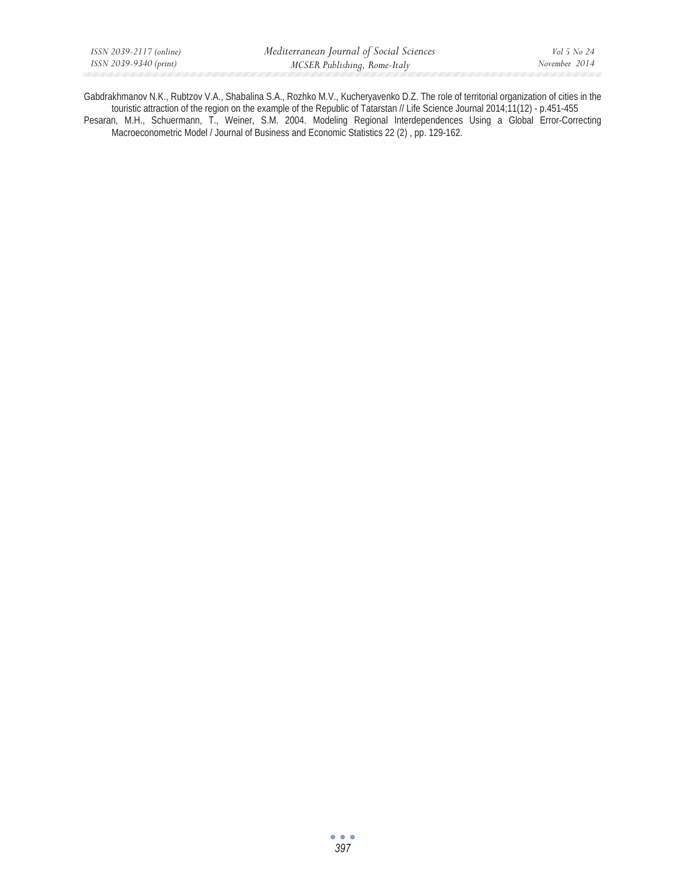Gabdrakhmanov N.K., Rubtzov V.A., Shabalina S.A., Rozhko M.V., Kucheryavenko D.Z. The role of territorial organization of cities in the touristic attraction of the region on the example of the Republic of Tatarstan // Life Science Journal 2014;11(12) - p.451-455

Pesaran, M.H., Schuermann, T., Weiner, S.M. 2004. Modeling Regional Interdependences Using a Global Error-Correcting Macroeconometric Model / Journal of Business and Economic Statistics 22 (2) , pp. 129-162.